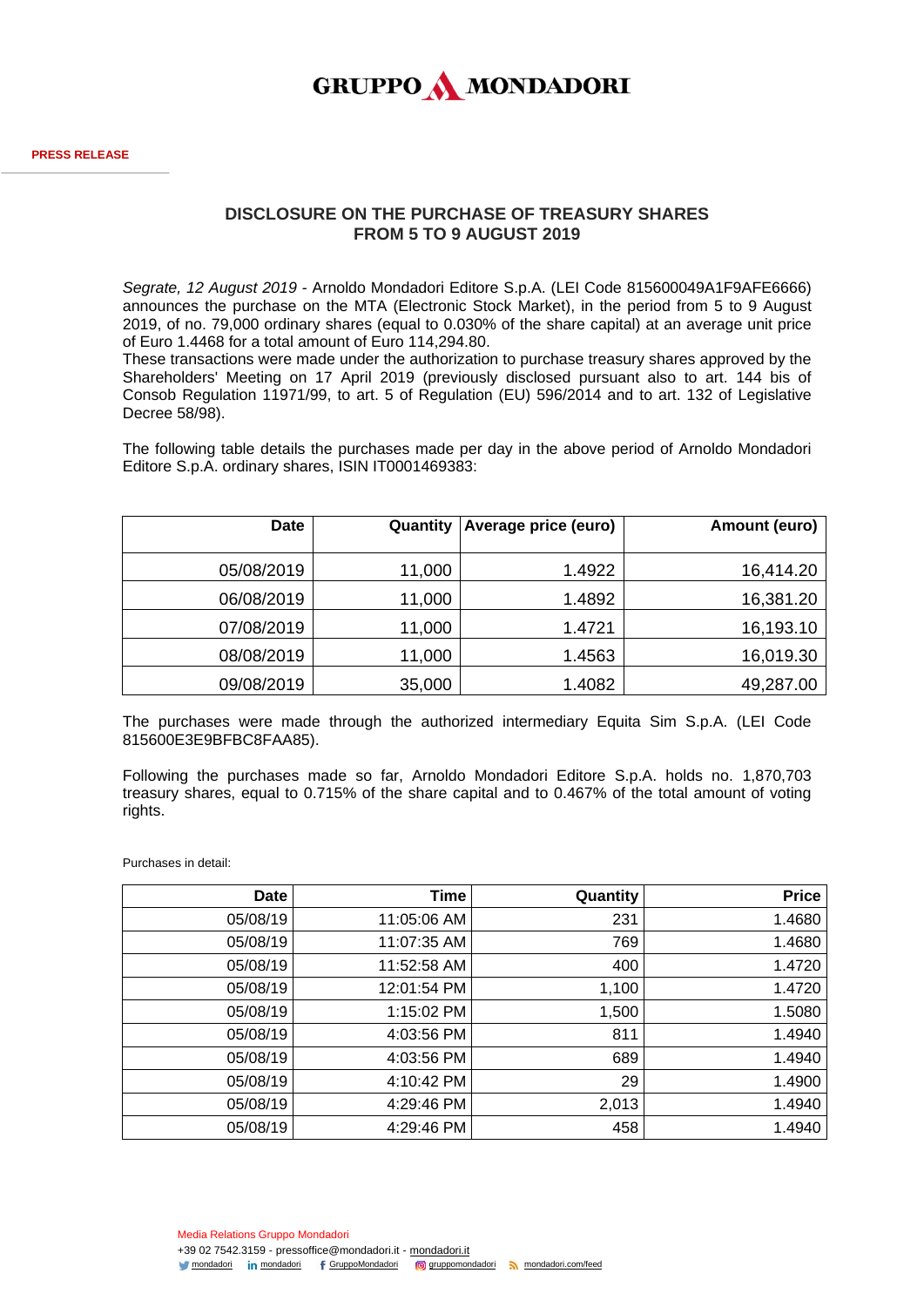GRUPPO MONDADORI

**PRESS RELEASE**

## DISCLOSURE ON THE PURCHASE OF TREASURY SHARES FROM 5 TO 9 AUGUST 2019

*Segrate, 12 August 2019* - Arnoldo Mondadori Editore S.p.A. (LEI Code 815600049A1F9AFE6666) announces the purchase on the MTA (Electronic Stock Market), in the period from 5 to 9 August 2019, of no. 79,000 ordinary shares (equal to 0.030% of the share capital) at an average unit price of Euro 1.4468 for a total amount of Euro 114,294.80.
These transactions were made under the authorization to purchase treasury shares approved by the Shareholders' Meeting on 17 April 2019 (previously disclosed pursuant also to art. 144 bis of Consob Regulation 11971/99, to art. 5 of Regulation (EU) 596/2014 and to art. 132 of Legislative Decree 58/98).

The following table details the purchases made per day in the above period of Arnoldo Mondadori Editore S.p.A. ordinary shares, ISIN IT0001469383:

| Date | Quantity | Average price (euro) | Amount (euro) |
|---:|---:|---:|---:|
| 05/08/2019 | 11,000 | 1.4922 | 16,414.20 |
| 06/08/2019 | 11,000 | 1.4892 | 16,381.20 |
| 07/08/2019 | 11,000 | 1.4721 | 16,193.10 |
| 08/08/2019 | 11,000 | 1.4563 | 16,019.30 |
| 09/08/2019 | 35,000 | 1.4082 | 49,287.00 |

The purchases were made through the authorized intermediary Equita Sim S.p.A. (LEI Code 815600E3E9BFBC8FAA85).

Following the purchases made so far, Arnoldo Mondadori Editore S.p.A. holds no. 1,870,703 treasury shares, equal to 0.715% of the share capital and to 0.467% of the total amount of voting rights.

Purchases in detail:

| Date | Time | Quantity | Price |
|---:|---:|---:|---:|
| 05/08/19 | 11:05:06 AM | 231 | 1.4680 |
| 05/08/19 | 11:07:35 AM | 769 | 1.4680 |
| 05/08/19 | 11:52:58 AM | 400 | 1.4720 |
| 05/08/19 | 12:01:54 PM | 1,100 | 1.4720 |
| 05/08/19 | 1:15:02 PM | 1,500 | 1.5080 |
| 05/08/19 | 4:03:56 PM | 811 | 1.4940 |
| 05/08/19 | 4:03:56 PM | 689 | 1.4940 |
| 05/08/19 | 4:10:42 PM | 29 | 1.4900 |
| 05/08/19 | 4:29:46 PM | 2,013 | 1.4940 |
| 05/08/19 | 4:29:46 PM | 458 | 1.4940 |

Media Relations Gruppo Mondadori
+39 02 7542.3159 - pressoffice@mondadori.it - mondadori.it
mondadori  mondadori  GruppoMondadori  gruppomondadori  mondadori.com/feed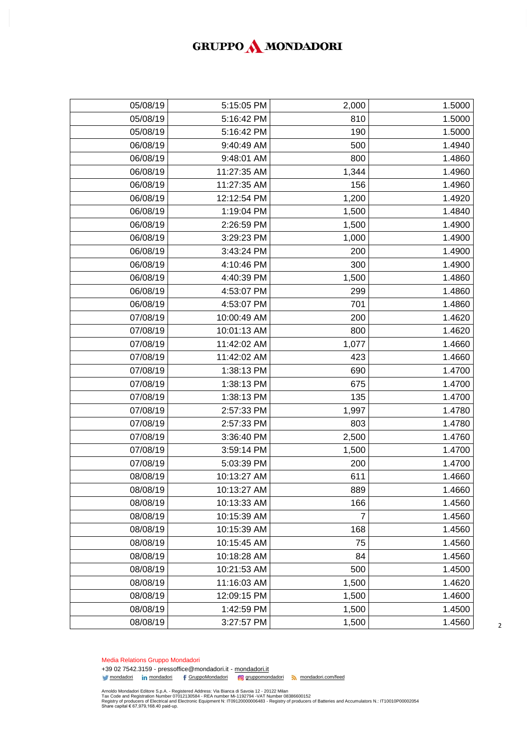| 05/08/19 | 5:15:05 PM | 2,000 | 1.5000 |
|---|---|---|---|
| 05/08/19 | 5:16:42 PM | 810 | 1.5000 |
| 05/08/19 | 5:16:42 PM | 190 | 1.5000 |
| 06/08/19 | 9:40:49 AM | 500 | 1.4940 |
| 06/08/19 | 9:48:01 AM | 800 | 1.4860 |
| 06/08/19 | 11:27:35 AM | 1,344 | 1.4960 |
| 06/08/19 | 11:27:35 AM | 156 | 1.4960 |
| 06/08/19 | 12:12:54 PM | 1,200 | 1.4920 |
| 06/08/19 | 1:19:04 PM | 1,500 | 1.4840 |
| 06/08/19 | 2:26:59 PM | 1,500 | 1.4900 |
| 06/08/19 | 3:29:23 PM | 1,000 | 1.4900 |
| 06/08/19 | 3:43:24 PM | 200 | 1.4900 |
| 06/08/19 | 4:10:46 PM | 300 | 1.4900 |
| 06/08/19 | 4:40:39 PM | 1,500 | 1.4860 |
| 06/08/19 | 4:53:07 PM | 299 | 1.4860 |
| 06/08/19 | 4:53:07 PM | 701 | 1.4860 |
| 07/08/19 | 10:00:49 AM | 200 | 1.4620 |
| 07/08/19 | 10:01:13 AM | 800 | 1.4620 |
| 07/08/19 | 11:42:02 AM | 1,077 | 1.4660 |
| 07/08/19 | 11:42:02 AM | 423 | 1.4660 |
| 07/08/19 | 1:38:13 PM | 690 | 1.4700 |
| 07/08/19 | 1:38:13 PM | 675 | 1.4700 |
| 07/08/19 | 1:38:13 PM | 135 | 1.4700 |
| 07/08/19 | 2:57:33 PM | 1,997 | 1.4780 |
| 07/08/19 | 2:57:33 PM | 803 | 1.4780 |
| 07/08/19 | 3:36:40 PM | 2,500 | 1.4760 |
| 07/08/19 | 3:59:14 PM | 1,500 | 1.4700 |
| 07/08/19 | 5:03:39 PM | 200 | 1.4700 |
| 08/08/19 | 10:13:27 AM | 611 | 1.4660 |
| 08/08/19 | 10:13:27 AM | 889 | 1.4660 |
| 08/08/19 | 10:13:33 AM | 166 | 1.4560 |
| 08/08/19 | 10:15:39 AM | 7 | 1.4560 |
| 08/08/19 | 10:15:39 AM | 168 | 1.4560 |
| 08/08/19 | 10:15:45 AM | 75 | 1.4560 |
| 08/08/19 | 10:18:28 AM | 84 | 1.4560 |
| 08/08/19 | 10:21:53 AM | 500 | 1.4500 |
| 08/08/19 | 11:16:03 AM | 1,500 | 1.4620 |
| 08/08/19 | 12:09:15 PM | 1,500 | 1.4600 |
| 08/08/19 | 1:42:59 PM | 1,500 | 1.4500 |
| 08/08/19 | 3:27:57 PM | 1,500 | 1.4560 |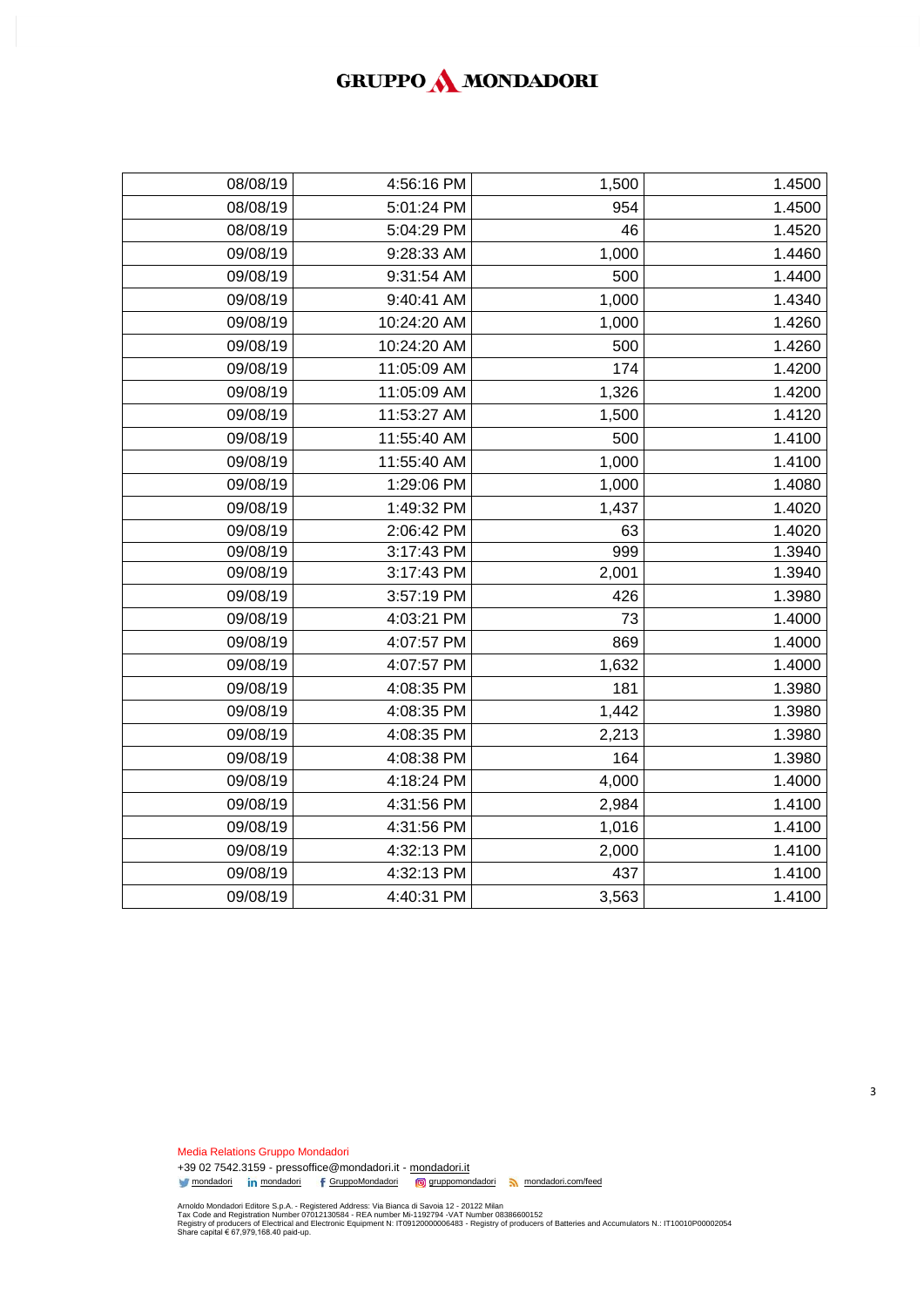| | | | |
|---|---|---|---|
| 08/08/19 | 4:56:16 PM | 1,500 | 1.4500 |
| 08/08/19 | 5:01:24 PM | 954 | 1.4500 |
| 08/08/19 | 5:04:29 PM | 46 | 1.4520 |
| 09/08/19 | 9:28:33 AM | 1,000 | 1.4460 |
| 09/08/19 | 9:31:54 AM | 500 | 1.4400 |
| 09/08/19 | 9:40:41 AM | 1,000 | 1.4340 |
| 09/08/19 | 10:24:20 AM | 1,000 | 1.4260 |
| 09/08/19 | 10:24:20 AM | 500 | 1.4260 |
| 09/08/19 | 11:05:09 AM | 174 | 1.4200 |
| 09/08/19 | 11:05:09 AM | 1,326 | 1.4200 |
| 09/08/19 | 11:53:27 AM | 1,500 | 1.4120 |
| 09/08/19 | 11:55:40 AM | 500 | 1.4100 |
| 09/08/19 | 11:55:40 AM | 1,000 | 1.4100 |
| 09/08/19 | 1:29:06 PM | 1,000 | 1.4080 |
| 09/08/19 | 1:49:32 PM | 1,437 | 1.4020 |
| 09/08/19 | 2:06:42 PM | 63 | 1.4020 |
| 09/08/19 | 3:17:43 PM | 999 | 1.3940 |
| 09/08/19 | 3:17:43 PM | 2,001 | 1.3940 |
| 09/08/19 | 3:57:19 PM | 426 | 1.3980 |
| 09/08/19 | 4:03:21 PM | 73 | 1.4000 |
| 09/08/19 | 4:07:57 PM | 869 | 1.4000 |
| 09/08/19 | 4:07:57 PM | 1,632 | 1.4000 |
| 09/08/19 | 4:08:35 PM | 181 | 1.3980 |
| 09/08/19 | 4:08:35 PM | 1,442 | 1.3980 |
| 09/08/19 | 4:08:35 PM | 2,213 | 1.3980 |
| 09/08/19 | 4:08:38 PM | 164 | 1.3980 |
| 09/08/19 | 4:18:24 PM | 4,000 | 1.4000 |
| 09/08/19 | 4:31:56 PM | 2,984 | 1.4100 |
| 09/08/19 | 4:31:56 PM | 1,016 | 1.4100 |
| 09/08/19 | 4:32:13 PM | 2,000 | 1.4100 |
| 09/08/19 | 4:32:13 PM | 437 | 1.4100 |
| 09/08/19 | 4:40:31 PM | 3,563 | 1.4100 |